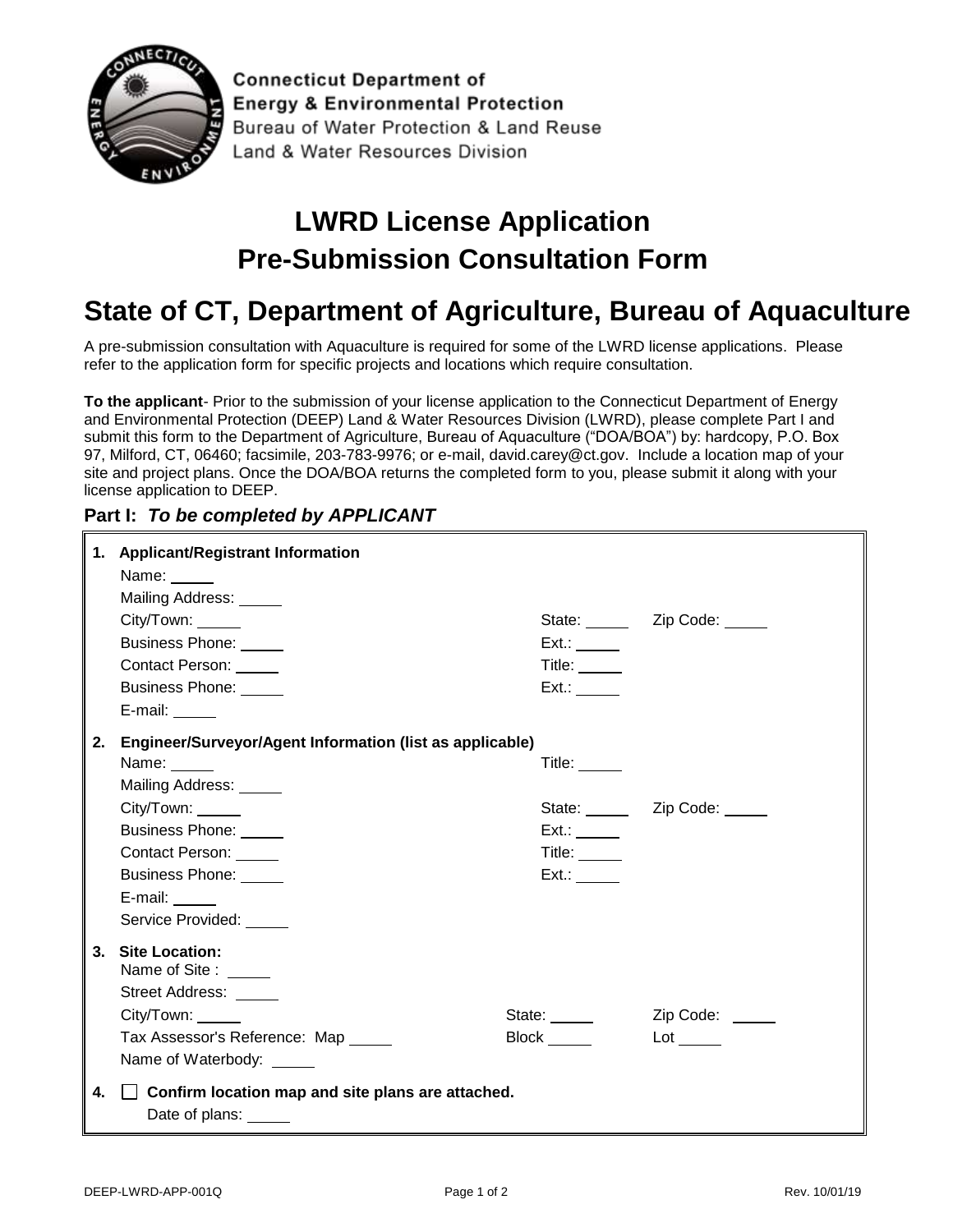Connecticut Department of
Energy & Environmental Protection
Bureau of Water Protection & Land Reuse
Land & Water Resources Division

# LWRD License Application
# Pre-Submission Consultation Form

# State of CT, Department of Agriculture, Bureau of Aquaculture

A pre-submission consultation with Aquaculture is required for some of the LWRD license applications. Please refer to the application form for specific projects and locations which require consultation.

**To the applicant**- Prior to the submission of your license application to the Connecticut Department of Energy and Environmental Protection (DEEP) Land & Water Resources Division (LWRD), please complete Part I and submit this form to the Department of Agriculture, Bureau of Aquaculture ("DOA/BOA") by: hardcopy, P.O. Box 97, Milford, CT, 06460; facsimile, 203-783-9976; or e-mail, david.carey@ct.gov. Include a location map of your site and project plans. Once the DOA/BOA returns the completed form to you, please submit it along with your license application to DEEP.

## Part I: *To be completed by APPLICANT*

**1. Applicant/Registrant Information**

Name: _____

Mailing Address: _____

City/Town: _____ State: _____ Zip Code: _____

Business Phone: _____ Ext.: _____

Contact Person: _____ Title: _____

Business Phone: _____ Ext.: _____

E-mail: _____

**2. Engineer/Surveyor/Agent Information (list as applicable)**

Name: _____ Title: _____

Mailing Address: _____

City/Town: _____ State: _____ Zip Code: _____

Business Phone: _____ Ext.: _____

Contact Person: _____ Title: _____

Business Phone: _____ Ext.: _____

E-mail: _____

Service Provided: _____

**3. Site Location:**

Name of Site : _____

Street Address: _____

City/Town: _____ State: _____ Zip Code: _____

Tax Assessor's Reference: Map _____ Block _____ Lot _____

Name of Waterbody: _____

**4.** ☐ **Confirm location map and site plans are attached.**

Date of plans: _____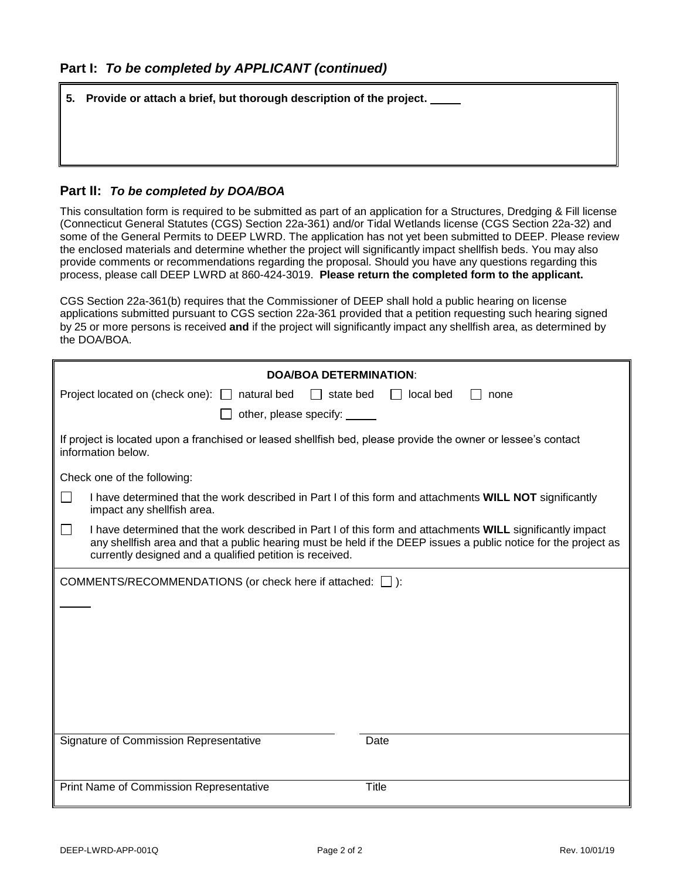## Part I: *To be completed by APPLICANT (continued)*

**5. Provide or attach a brief, but thorough description of the project.** _____

## Part II: *To be completed by DOA/BOA*

This consultation form is required to be submitted as part of an application for a Structures, Dredging & Fill license (Connecticut General Statutes (CGS) Section 22a-361) and/or Tidal Wetlands license (CGS Section 22a-32) and some of the General Permits to DEEP LWRD. The application has not yet been submitted to DEEP. Please review the enclosed materials and determine whether the project will significantly impact shellfish beds. You may also provide comments or recommendations regarding the proposal. Should you have any questions regarding this process, please call DEEP LWRD at 860-424-3019. **Please return the completed form to the applicant.**

CGS Section 22a-361(b) requires that the Commissioner of DEEP shall hold a public hearing on license applications submitted pursuant to CGS section 22a-361 provided that a petition requesting such hearing signed by 25 or more persons is received **and** if the project will significantly impact any shellfish area, as determined by the DOA/BOA.

**DOA/BOA DETERMINATION**:

Project located on (check one): ☐ natural bed ☐ state bed ☐ local bed ☐ none

☐ other, please specify: _____

If project is located upon a franchised or leased shellfish bed, please provide the owner or lessee's contact information below.

Check one of the following:

☐ I have determined that the work described in Part I of this form and attachments **WILL NOT** significantly impact any shellfish area.

☐ I have determined that the work described in Part I of this form and attachments **WILL** significantly impact any shellfish area and that a public hearing must be held if the DEEP issues a public notice for the project as currently designed and a qualified petition is received.

COMMENTS/RECOMMENDATIONS (or check here if attached: ☐ ):

_____

| | |
|---|---|
| Signature of Commission Representative | Date |
| Print Name of Commission Representative | Title |

DEEP-LWRD-APP-001Q

Rev. 10/01/19